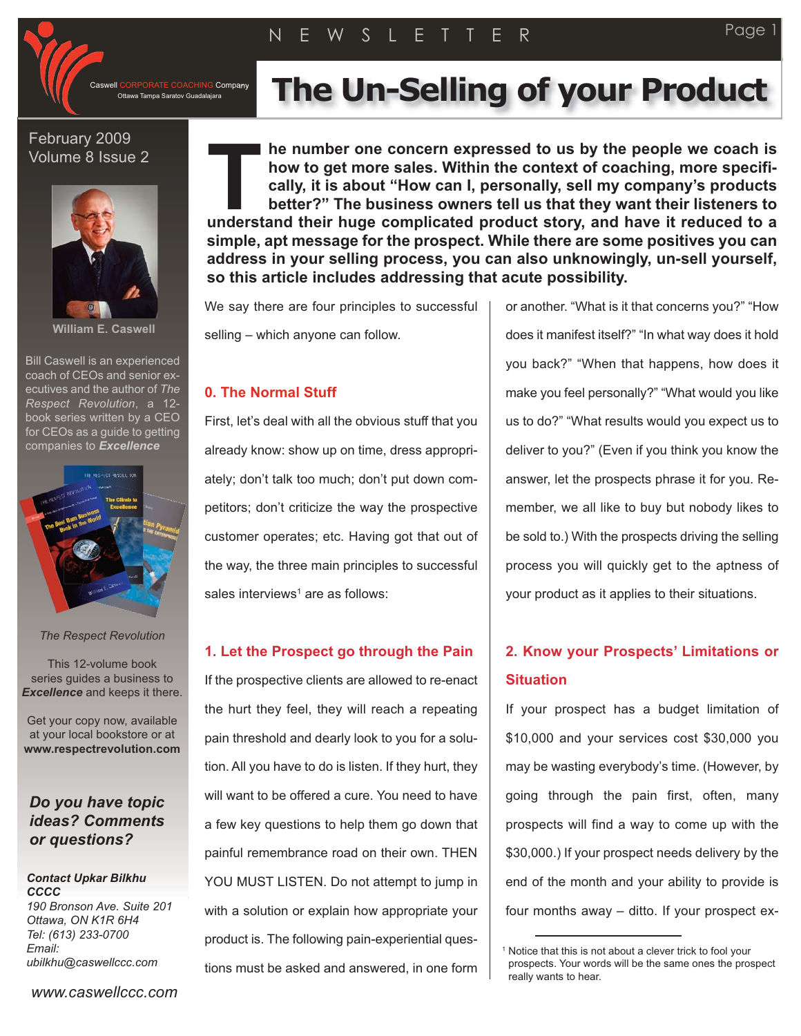# The Un-Selling of your Product

Caswell CORPORATE COACHING Company
Ottawa Tampa Saratov Guadalajara

February 2009
Volume 8 Issue 2

William E. Caswell

Bill Caswell is an experienced coach of CEOs and senior executives and the author of *The Respect Revolution*, a 12-book series written by a CEO for CEOs as a guide to getting companies to ***Excellence***

*The Respect Revolution*

This 12-volume book series guides a business to ***Excellence*** and keeps it there.

Get your copy now, available at your local bookstore or at **www.respectrevolution.com**

***Do you have topic ideas? Comments or questions?***

***Contact Upkar Bilkhu CCCC***
*190 Bronson Ave. Suite 201*
*Ottawa, ON K1R 6H4*
*Tel: (613) 233-0700*
*Email: ubilkhu@caswellccc.com*

*www.caswellccc.com*

**The number one concern expressed to us by the people we coach is how to get more sales. Within the context of coaching, more specifically, it is about "How can I, personally, sell my company's products better?" The business owners tell us that they want their listeners to understand their huge complicated product story, and have it reduced to a simple, apt message for the prospect. While there are some positives you can address in your selling process, you can also unknowingly, un-sell yourself, so this article includes addressing that acute possibility.**

We say there are four principles to successful selling – which anyone can follow.

### 0. The Normal Stuff

First, let's deal with all the obvious stuff that you already know: show up on time, dress appropriately; don't talk too much; don't put down competitors; don't criticize the way the prospective customer operates; etc. Having got that out of the way, the three main principles to successful sales interviews[1] are as follows:

### 1. Let the Prospect go through the Pain

If the prospective clients are allowed to re-enact the hurt they feel, they will reach a repeating pain threshold and dearly look to you for a solution. All you have to do is listen. If they hurt, they will want to be offered a cure. You need to have a few key questions to help them go down that painful remembrance road on their own. THEN YOU MUST LISTEN. Do not attempt to jump in with a solution or explain how appropriate your product is. The following pain-experiential questions must be asked and answered, in one form or another. "What is it that concerns you?" "How does it manifest itself?" "In what way does it hold you back?" "When that happens, how does it make you feel personally?" "What would you like us to do?" "What results would you expect us to deliver to you?" (Even if you think you know the answer, let the prospects phrase it for you. Remember, we all like to buy but nobody likes to be sold to.) With the prospects driving the selling process you will quickly get to the aptness of your product as it applies to their situations.

### 2. Know your Prospects' Limitations or Situation

If your prospect has a budget limitation of $10,000 and your services cost $30,000 you may be wasting everybody's time. (However, by going through the pain first, often, many prospects will find a way to come up with the $30,000.) If your prospect needs delivery by the end of the month and your ability to provide is four months away – ditto. If your prospect ex-

[1] Notice that this is not about a clever trick to fool your prospects. Your words will be the same ones the prospect really wants to hear.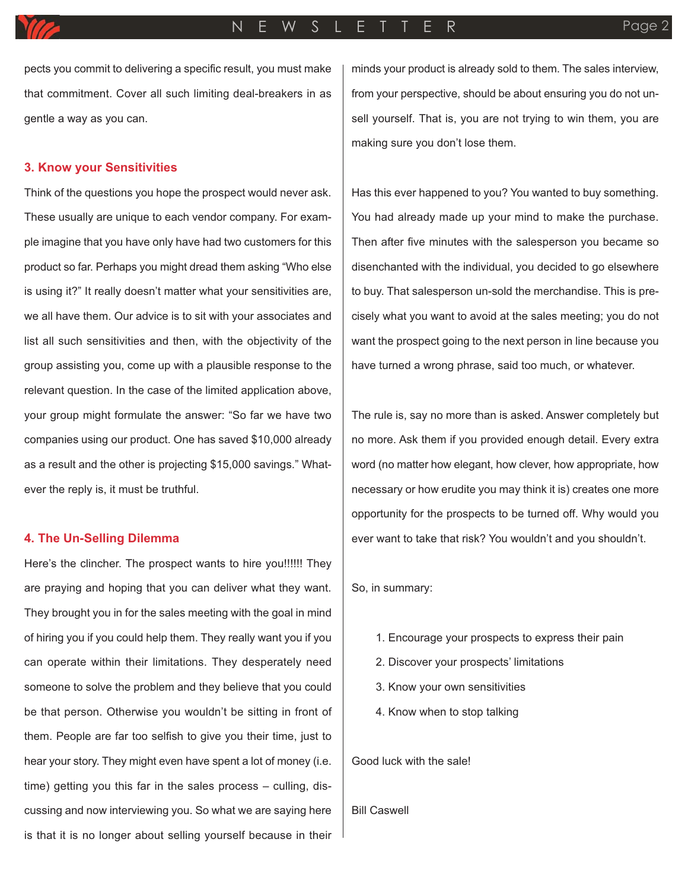pects you commit to delivering a specific result, you must make that commitment. Cover all such limiting deal-breakers in as gentle a way as you can.

### 3. Know your Sensitivities

Think of the questions you hope the prospect would never ask. These usually are unique to each vendor company. For example imagine that you have only have had two customers for this product so far. Perhaps you might dread them asking "Who else is using it?" It really doesn't matter what your sensitivities are, we all have them. Our advice is to sit with your associates and list all such sensitivities and then, with the objectivity of the group assisting you, come up with a plausible response to the relevant question. In the case of the limited application above, your group might formulate the answer: "So far we have two companies using our product. One has saved $10,000 already as a result and the other is projecting $15,000 savings." Whatever the reply is, it must be truthful.

### 4. The Un-Selling Dilemma

Here's the clincher. The prospect wants to hire you!!!!!! They are praying and hoping that you can deliver what they want. They brought you in for the sales meeting with the goal in mind of hiring you if you could help them. They really want you if you can operate within their limitations. They desperately need someone to solve the problem and they believe that you could be that person. Otherwise you wouldn't be sitting in front of them. People are far too selfish to give you their time, just to hear your story. They might even have spent a lot of money (i.e. time) getting you this far in the sales process – culling, discussing and now interviewing you. So what we are saying here is that it is no longer about selling yourself because in their minds your product is already sold to them. The sales interview, from your perspective, should be about ensuring you do not unsell yourself. That is, you are not trying to win them, you are making sure you don't lose them.

Has this ever happened to you? You wanted to buy something. You had already made up your mind to make the purchase. Then after five minutes with the salesperson you became so disenchanted with the individual, you decided to go elsewhere to buy. That salesperson un-sold the merchandise. This is precisely what you want to avoid at the sales meeting; you do not want the prospect going to the next person in line because you have turned a wrong phrase, said too much, or whatever.

The rule is, say no more than is asked. Answer completely but no more. Ask them if you provided enough detail. Every extra word (no matter how elegant, how clever, how appropriate, how necessary or how erudite you may think it is) creates one more opportunity for the prospects to be turned off. Why would you ever want to take that risk? You wouldn't and you shouldn't.

So, in summary:

1. Encourage your prospects to express their pain
2. Discover your prospects' limitations
3. Know your own sensitivities
4. Know when to stop talking

Good luck with the sale!

Bill Caswell